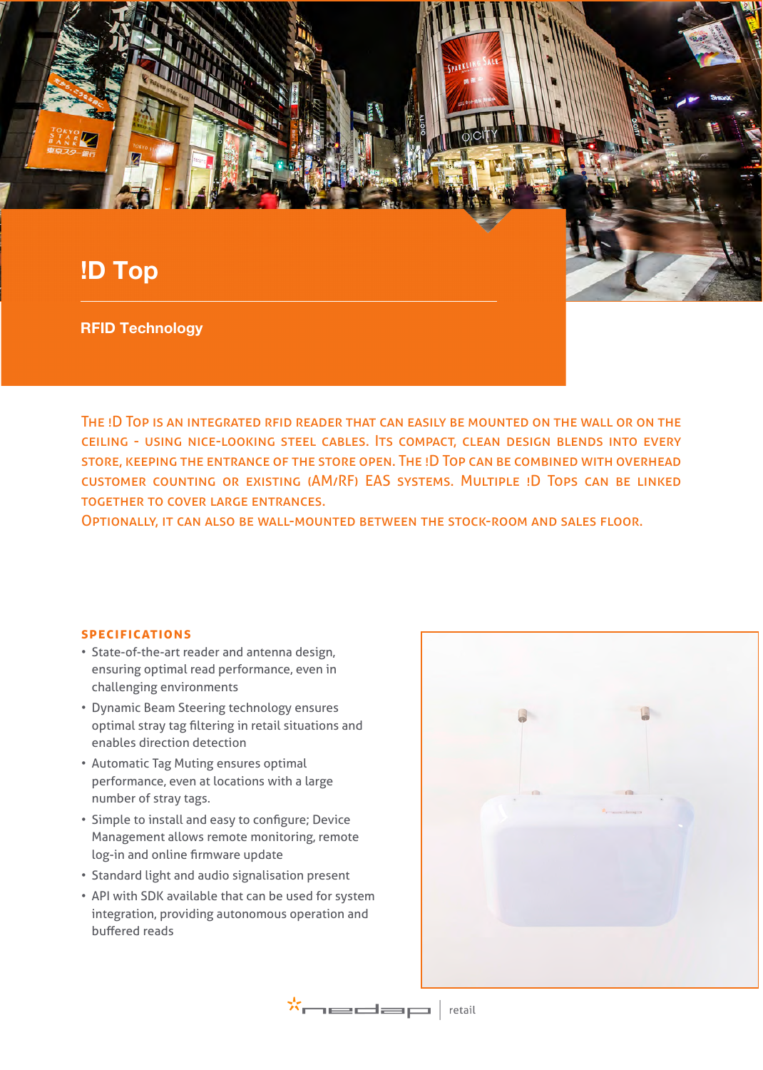# !D Top

## RFID Technology

The !D Top is an integrated RFID reader that can easily be mounted on the wall or on the ceiling - using nice-looking steel cables. Its compact, clean design blends into every store, keeping the entrance of the store open. The !D Top can be combined with overhead customer counting or existing (AM/RF) EAS systems. Multiple !D Tops can be linked together to cover large entrances.
Optionally, it can also be wall-mounted between the stock-room and sales floor.

### SPECIFICATIONS

- State-of-the-art reader and antenna design, ensuring optimal read performance, even in challenging environments
- Dynamic Beam Steering technology ensures optimal stray tag filtering in retail situations and enables direction detection
- Automatic Tag Muting ensures optimal performance, even at locations with a large number of stray tags.
- Simple to install and easy to configure; Device Management allows remote monitoring, remote log-in and online firmware update
- Standard light and audio signalisation present
- API with SDK available that can be used for system integration, providing autonomous operation and buffered reads

nedap | retail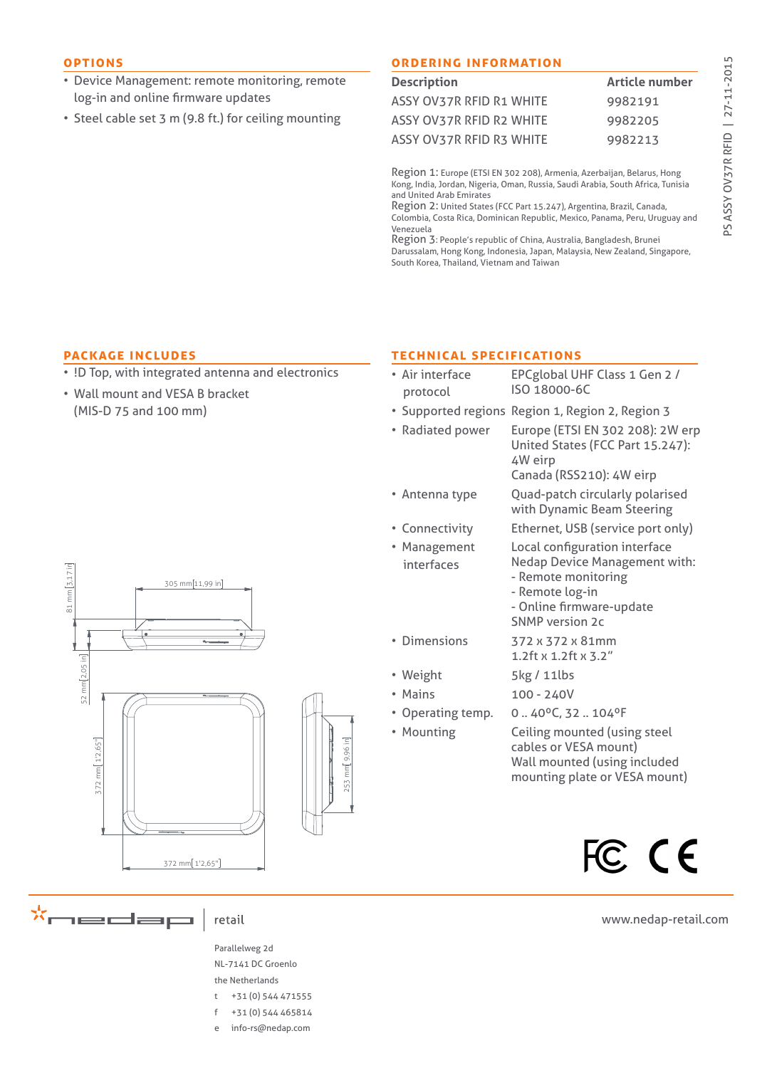## OPTIONS

- Device Management: remote monitoring, remote log-in and online firmware updates
- Steel cable set 3 m (9.8 ft.) for ceiling mounting

## ORDERING INFORMATION

| Description | Article number |
|---|---|
| ASSY OV37R RFID R1 WHITE | 9982191 |
| ASSY OV37R RFID R2 WHITE | 9982205 |
| ASSY OV37R RFID R3 WHITE | 9982213 |

Region 1: Europe (ETSI EN 302 208), Armenia, Azerbaijan, Belarus, Hong Kong, India, Jordan, Nigeria, Oman, Russia, Saudi Arabia, South Africa, Tunisia and United Arab Emirates
Region 2: United States (FCC Part 15.247), Argentina, Brazil, Canada, Colombia, Costa Rica, Dominican Republic, Mexico, Panama, Peru, Uruguay and Venezuela
Region 3: People's republic of China, Australia, Bangladesh, Brunei Darussalam, Hong Kong, Indonesia, Japan, Malaysia, New Zealand, Singapore, South Korea, Thailand, Vietnam and Taiwan

## PACKAGE INCLUDES

- !D Top, with integrated antenna and electronics
- Wall mount and VESA B bracket (MIS-D 75 and 100 mm)

81 mm[3,17 in]
305 mm[11,99 in]
52 mm[2,05 in]
372 mm[1'2,65"]
253 mm[9,96 in]
372 mm[1'2,65"]

## TECHNICAL SPECIFICATIONS

| | |
|---|---|
| Air interface protocol | EPCglobal UHF Class 1 Gen 2 / ISO 18000-6C |
| Supported regions | Region 1, Region 2, Region 3 |
| Radiated power | Europe (ETSI EN 302 208): 2W erp<br>United States (FCC Part 15.247): 4W eirp<br>Canada (RSS210): 4W eirp |
| Antenna type | Quad-patch circularly polarised with Dynamic Beam Steering |
| Connectivity | Ethernet, USB (service port only) |
| Management interfaces | Local configuration interface<br>Nedap Device Management with:<br>- Remote monitoring<br>- Remote log-in<br>- Online firmware-update<br>SNMP version 2c |
| Dimensions | 372 x 372 x 81mm<br>1.2ft x 1.2ft x 3.2" |
| Weight | 5kg / 11lbs |
| Mains | 100 - 240V |
| Operating temp. | 0 .. 40ºC, 32 .. 104ºF |
| Mounting | Ceiling mounted (using steel cables or VESA mount)<br>Wall mounted (using included mounting plate or VESA mount) |

FC CE

nedap | retail

Parallelweg 2d
NL-7141 DC Groenlo
the Netherlands
t +31 (0) 544 471555
f +31 (0) 544 465814
e info-rs@nedap.com

www.nedap-retail.com